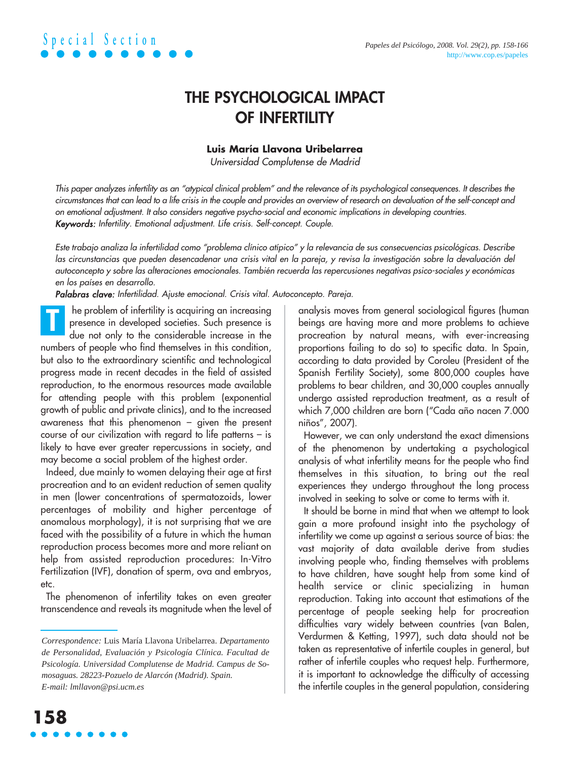# THE PSYCHOLOGICAL IMPACT OF INFERTILITY

**Luis María Llavona Uribelarrea**
*Universidad Complutense de Madrid*

*This paper analyzes infertility as an "atypical clinical problem" and the relevance of its psychological consequences. It describes the circumstances that can lead to a life crisis in the couple and provides an overview of research on devaluation of the self-concept and on emotional adjustment. It also considers negative psycho-social and economic implications in developing countries.*
***Keywords:*** *Infertility. Emotional adjustment. Life crisis. Self-concept. Couple.*

*Este trabajo analiza la infertilidad como "problema clínico atípico" y la relevancia de sus consecuencias psicológicas. Describe las circunstancias que pueden desencadenar una crisis vital en la pareja, y revisa la investigación sobre la devaluación del autoconcepto y sobre las alteraciones emocionales. También recuerda las repercusiones negativas psico-sociales y económicas en los países en desarrollo.*
***Palabras clave:*** *Infertilidad. Ajuste emocional. Crisis vital. Autoconcepto. Pareja.*

The problem of infertility is acquiring an increasing presence in developed societies. Such presence is due not only to the considerable increase in the numbers of people who find themselves in this condition, but also to the extraordinary scientific and technological progress made in recent decades in the field of assisted reproduction, to the enormous resources made available for attending people with this problem (exponential growth of public and private clinics), and to the increased awareness that this phenomenon – given the present course of our civilization with regard to life patterns – is likely to have ever greater repercussions in society, and may become a social problem of the highest order.

Indeed, due mainly to women delaying their age at first procreation and to an evident reduction of semen quality in men (lower concentrations of spermatozoids, lower percentages of mobility and higher percentage of anomalous morphology), it is not surprising that we are faced with the possibility of a future in which the human reproduction process becomes more and more reliant on help from assisted reproduction procedures: In-Vitro Fertilization (IVF), donation of sperm, ova and embryos, etc.

The phenomenon of infertility takes on even greater transcendence and reveals its magnitude when the level of analysis moves from general sociological figures (human beings are having more and more problems to achieve procreation by natural means, with ever-increasing proportions failing to do so) to specific data. In Spain, according to data provided by Coroleu (President of the Spanish Fertility Society), some 800,000 couples have problems to bear children, and 30,000 couples annually undergo assisted reproduction treatment, as a result of which 7,000 children are born ("Cada año nacen 7.000 niños", 2007).

However, we can only understand the exact dimensions of the phenomenon by undertaking a psychological analysis of what infertility means for the people who find themselves in this situation, to bring out the real experiences they undergo throughout the long process involved in seeking to solve or come to terms with it.

It should be borne in mind that when we attempt to look gain a more profound insight into the psychology of infertility we come up against a serious source of bias: the vast majority of data available derive from studies involving people who, finding themselves with problems to have children, have sought help from some kind of health service or clinic specializing in human reproduction. Taking into account that estimations of the percentage of people seeking help for procreation difficulties vary widely between countries (van Balen, Verdurmen & Ketting, 1997), such data should not be taken as representative of infertile couples in general, but rather of infertile couples who request help. Furthermore, it is important to acknowledge the difficulty of accessing the infertile couples in the general population, considering

*Correspondence:* Luis María Llavona Uribelarrea. *Departamento de Personalidad, Evaluación y Psicología Clínica. Facultad de Psicología. Universidad Complutense de Madrid. Campus de Somosaguas. 28223-Pozuelo de Alarcón (Madrid). Spain. E-mail: lmllavon@psi.ucm.es*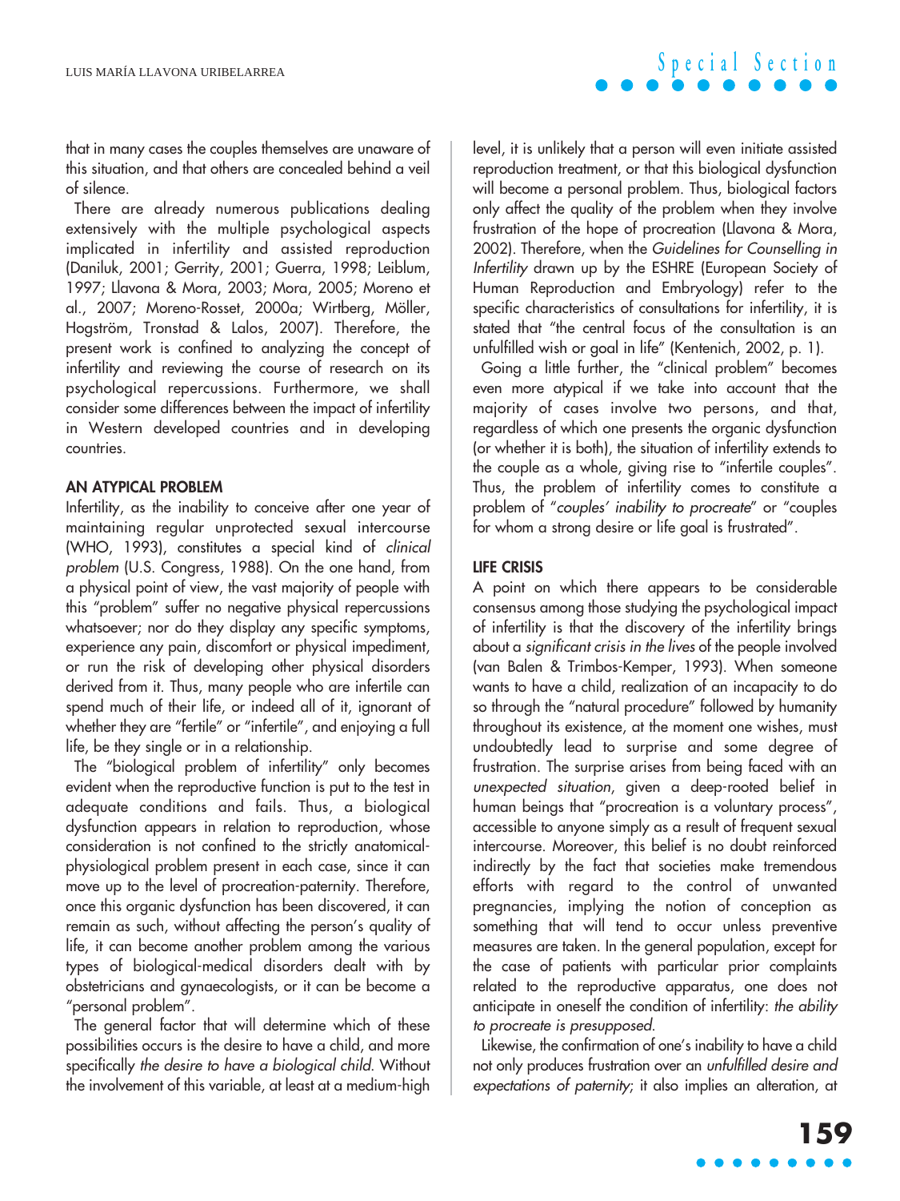that in many cases the couples themselves are unaware of this situation, and that others are concealed behind a veil of silence.

There are already numerous publications dealing extensively with the multiple psychological aspects implicated in infertility and assisted reproduction (Daniluk, 2001; Gerrity, 2001; Guerra, 1998; Leiblum, 1997; Llavona & Mora, 2003; Mora, 2005; Moreno et al., 2007; Moreno-Rosset, 2000a; Wirtberg, Möller, Hogström, Tronstad & Lalos, 2007). Therefore, the present work is confined to analyzing the concept of infertility and reviewing the course of research on its psychological repercussions. Furthermore, we shall consider some differences between the impact of infertility in Western developed countries and in developing countries.

## AN ATYPICAL PROBLEM

Infertility, as the inability to conceive after one year of maintaining regular unprotected sexual intercourse (WHO, 1993), constitutes a special kind of *clinical problem* (U.S. Congress, 1988). On the one hand, from a physical point of view, the vast majority of people with this "problem" suffer no negative physical repercussions whatsoever; nor do they display any specific symptoms, experience any pain, discomfort or physical impediment, or run the risk of developing other physical disorders derived from it. Thus, many people who are infertile can spend much of their life, or indeed all of it, ignorant of whether they are "fertile" or "infertile", and enjoying a full life, be they single or in a relationship.

The "biological problem of infertility" only becomes evident when the reproductive function is put to the test in adequate conditions and fails. Thus, a biological dysfunction appears in relation to reproduction, whose consideration is not confined to the strictly anatomical-physiological problem present in each case, since it can move up to the level of procreation-paternity. Therefore, once this organic dysfunction has been discovered, it can remain as such, without affecting the person's quality of life, it can become another problem among the various types of biological-medical disorders dealt with by obstetricians and gynaecologists, or it can be become a "personal problem".

The general factor that will determine which of these possibilities occurs is the desire to have a child, and more specifically *the desire to have a biological child*. Without the involvement of this variable, at least at a medium-high level, it is unlikely that a person will even initiate assisted reproduction treatment, or that this biological dysfunction will become a personal problem. Thus, biological factors only affect the quality of the problem when they involve frustration of the hope of procreation (Llavona & Mora, 2002). Therefore, when the *Guidelines for Counselling in Infertility* drawn up by the ESHRE (European Society of Human Reproduction and Embryology) refer to the specific characteristics of consultations for infertility, it is stated that "the central focus of the consultation is an unfulfilled wish or goal in life" (Kentenich, 2002, p. 1).

Going a little further, the "clinical problem" becomes even more atypical if we take into account that the majority of cases involve two persons, and that, regardless of which one presents the organic dysfunction (or whether it is both), the situation of infertility extends to the couple as a whole, giving rise to "infertile couples". Thus, the problem of infertility comes to constitute a problem of "*couples' inability to procreate*" or "couples for whom a strong desire or life goal is frustrated".

## LIFE CRISIS

A point on which there appears to be considerable consensus among those studying the psychological impact of infertility is that the discovery of the infertility brings about a *significant crisis in the lives* of the people involved (van Balen & Trimbos-Kemper, 1993). When someone wants to have a child, realization of an incapacity to do so through the "natural procedure" followed by humanity throughout its existence, at the moment one wishes, must undoubtedly lead to surprise and some degree of frustration. The surprise arises from being faced with an *unexpected situation*, given a deep-rooted belief in human beings that "procreation is a voluntary process", accessible to anyone simply as a result of frequent sexual intercourse. Moreover, this belief is no doubt reinforced indirectly by the fact that societies make tremendous efforts with regard to the control of unwanted pregnancies, implying the notion of conception as something that will tend to occur unless preventive measures are taken. In the general population, except for the case of patients with particular prior complaints related to the reproductive apparatus, one does not anticipate in oneself the condition of infertility: *the ability to procreate is presupposed*.

Likewise, the confirmation of one's inability to have a child not only produces frustration over an *unfulfilled desire and expectations of paternity*; it also implies an alteration, at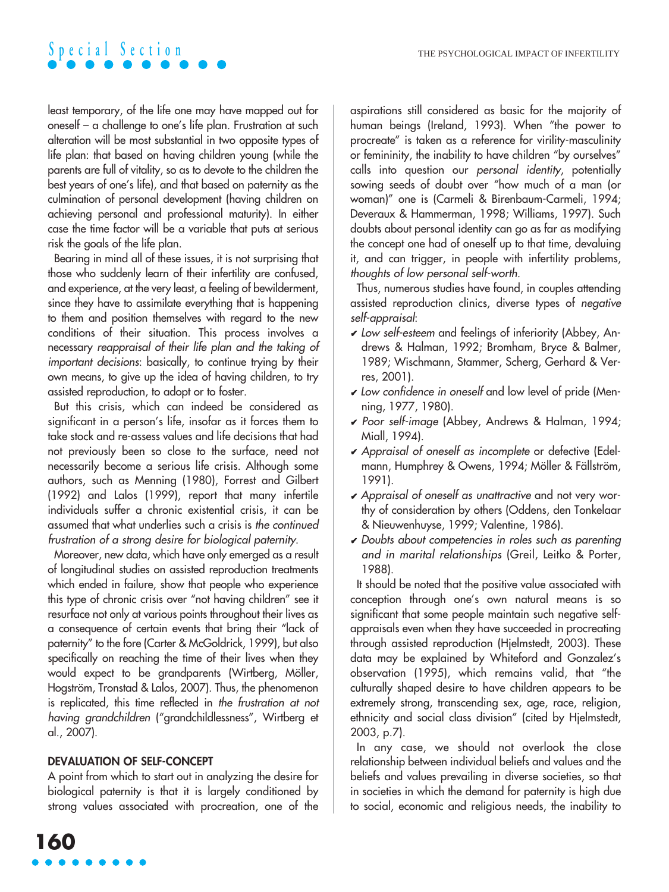least temporary, of the life one may have mapped out for oneself – a challenge to one's life plan. Frustration at such alteration will be most substantial in two opposite types of life plan: that based on having children young (while the parents are full of vitality, so as to devote to the children the best years of one's life), and that based on paternity as the culmination of personal development (having children on achieving personal and professional maturity). In either case the time factor will be a variable that puts at serious risk the goals of the life plan.

Bearing in mind all of these issues, it is not surprising that those who suddenly learn of their infertility are confused, and experience, at the very least, a feeling of bewilderment, since they have to assimilate everything that is happening to them and position themselves with regard to the new conditions of their situation. This process involves a necessary *reappraisal of their life plan and the taking of important decisions*: basically, to continue trying by their own means, to give up the idea of having children, to try assisted reproduction, to adopt or to foster.

But this crisis, which can indeed be considered as significant in a person's life, insofar as it forces them to take stock and re-assess values and life decisions that had not previously been so close to the surface, need not necessarily become a serious life crisis. Although some authors, such as Menning (1980), Forrest and Gilbert (1992) and Lalos (1999), report that many infertile individuals suffer a chronic existential crisis, it can be assumed that what underlies such a crisis is *the continued frustration of a strong desire for biological paternity*.

Moreover, new data, which have only emerged as a result of longitudinal studies on assisted reproduction treatments which ended in failure, show that people who experience this type of chronic crisis over "not having children" see it resurface not only at various points throughout their lives as a consequence of certain events that bring their "lack of paternity" to the fore (Carter & McGoldrick, 1999), but also specifically on reaching the time of their lives when they would expect to be grandparents (Wirtberg, Möller, Hogström, Tronstad & Lalos, 2007). Thus, the phenomenon is replicated, this time reflected in *the frustration at not having grandchildren* ("grandchildlessness", Wirtberg et al., 2007).

## DEVALUATION OF SELF-CONCEPT

A point from which to start out in analyzing the desire for biological paternity is that it is largely conditioned by strong values associated with procreation, one of the aspirations still considered as basic for the majority of human beings (Ireland, 1993). When "the power to procreate" is taken as a reference for virility-masculinity or femininity, the inability to have children "by ourselves" calls into question our *personal identity*, potentially sowing seeds of doubt over "how much of a man (or woman)" one is (Carmeli & Birenbaum-Carmeli, 1994; Deveraux & Hammerman, 1998; Williams, 1997). Such doubts about personal identity can go as far as modifying the concept one had of oneself up to that time, devaluing it, and can trigger, in people with infertility problems, *thoughts of low personal self-worth*.

Thus, numerous studies have found, in couples attending assisted reproduction clinics, diverse types of *negative self-appraisal*:

- ✔ *Low self-esteem* and feelings of inferiority (Abbey, Andrews & Halman, 1992; Bromham, Bryce & Balmer, 1989; Wischmann, Stammer, Scherg, Gerhard & Verres, 2001).
- ✔ *Low confidence in oneself* and low level of pride (Menning, 1977, 1980).
- ✔ *Poor self-image* (Abbey, Andrews & Halman, 1994; Miall, 1994).
- ✔ *Appraisal of oneself as incomplete* or defective (Edelmann, Humphrey & Owens, 1994; Möller & Fällström, 1991).
- ✔ *Appraisal of oneself as unattractive* and not very worthy of consideration by others (Oddens, den Tonkelaar & Nieuwenhuyse, 1999; Valentine, 1986).
- ✔ *Doubts about competencies in roles such as parenting and in marital relationships* (Greil, Leitko & Porter, 1988).

It should be noted that the positive value associated with conception through one's own natural means is so significant that some people maintain such negative self-appraisals even when they have succeeded in procreating through assisted reproduction (Hjelmstedt, 2003). These data may be explained by Whiteford and Gonzalez's observation (1995), which remains valid, that "the culturally shaped desire to have children appears to be extremely strong, transcending sex, age, race, religion, ethnicity and social class division" (cited by Hjelmstedt, 2003, p.7).

In any case, we should not overlook the close relationship between individual beliefs and values and the beliefs and values prevailing in diverse societies, so that in societies in which the demand for paternity is high due to social, economic and religious needs, the inability to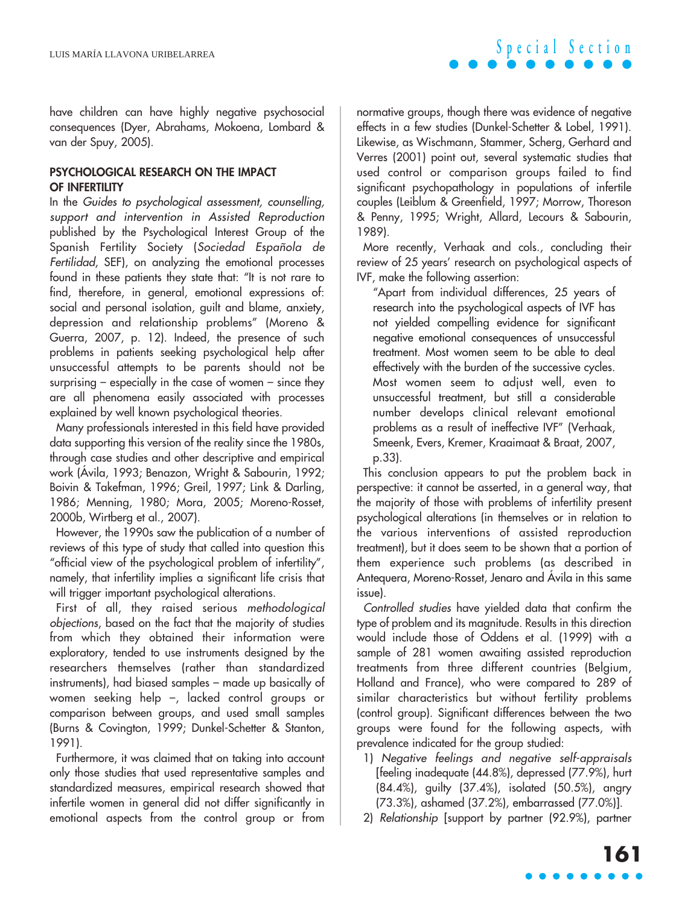have children can have highly negative psychosocial consequences (Dyer, Abrahams, Mokoena, Lombard & van der Spuy, 2005).

## PSYCHOLOGICAL RESEARCH ON THE IMPACT OF INFERTILITY

In the *Guides to psychological assessment, counselling, support and intervention in Assisted Reproduction* published by the Psychological Interest Group of the Spanish Fertility Society (*Sociedad Española de Fertilidad*, SEF), on analyzing the emotional processes found in these patients they state that: "It is not rare to find, therefore, in general, emotional expressions of: social and personal isolation, guilt and blame, anxiety, depression and relationship problems" (Moreno & Guerra, 2007, p. 12). Indeed, the presence of such problems in patients seeking psychological help after unsuccessful attempts to be parents should not be surprising – especially in the case of women – since they are all phenomena easily associated with processes explained by well known psychological theories.

Many professionals interested in this field have provided data supporting this version of the reality since the 1980s, through case studies and other descriptive and empirical work (Ávila, 1993; Benazon, Wright & Sabourin, 1992; Boivin & Takefman, 1996; Greil, 1997; Link & Darling, 1986; Menning, 1980; Mora, 2005; Moreno-Rosset, 2000b, Wirtberg et al., 2007).

However, the 1990s saw the publication of a number of reviews of this type of study that called into question this "official view of the psychological problem of infertility", namely, that infertility implies a significant life crisis that will trigger important psychological alterations.

First of all, they raised serious *methodological objections*, based on the fact that the majority of studies from which they obtained their information were exploratory, tended to use instruments designed by the researchers themselves (rather than standardized instruments), had biased samples – made up basically of women seeking help –, lacked control groups or comparison between groups, and used small samples (Burns & Covington, 1999; Dunkel-Schetter & Stanton, 1991).

Furthermore, it was claimed that on taking into account only those studies that used representative samples and standardized measures, empirical research showed that infertile women in general did not differ significantly in emotional aspects from the control group or from normative groups, though there was evidence of negative effects in a few studies (Dunkel-Schetter & Lobel, 1991). Likewise, as Wischmann, Stammer, Scherg, Gerhard and Verres (2001) point out, several systematic studies that used control or comparison groups failed to find significant psychopathology in populations of infertile couples (Leiblum & Greenfield, 1997; Morrow, Thoreson & Penny, 1995; Wright, Allard, Lecours & Sabourin, 1989).

More recently, Verhaak and cols., concluding their review of 25 years' research on psychological aspects of IVF, make the following assertion:

> "Apart from individual differences, 25 years of research into the psychological aspects of IVF has not yielded compelling evidence for significant negative emotional consequences of unsuccessful treatment. Most women seem to be able to deal effectively with the burden of the successive cycles. Most women seem to adjust well, even to unsuccessful treatment, but still a considerable number develops clinical relevant emotional problems as a result of ineffective IVF" (Verhaak, Smeenk, Evers, Kremer, Kraaimaat & Braat, 2007, p.33).

This conclusion appears to put the problem back in perspective: it cannot be asserted, in a general way, that the majority of those with problems of infertility present psychological alterations (in themselves or in relation to the various interventions of assisted reproduction treatment), but it does seem to be shown that a portion of them experience such problems (as described in Antequera, Moreno-Rosset, Jenaro and Ávila in this same issue).

*Controlled studies* have yielded data that confirm the type of problem and its magnitude. Results in this direction would include those of Oddens et al. (1999) with a sample of 281 women awaiting assisted reproduction treatments from three different countries (Belgium, Holland and France), who were compared to 289 of similar characteristics but without fertility problems (control group). Significant differences between the two groups were found for the following aspects, with prevalence indicated for the group studied:

1) *Negative feelings and negative self-appraisals* [feeling inadequate (44.8%), depressed (77.9%), hurt (84.4%), guilty (37.4%), isolated (50.5%), angry (73.3%), ashamed (37.2%), embarrassed (77.0%)].
2) *Relationship* [support by partner (92.9%), partner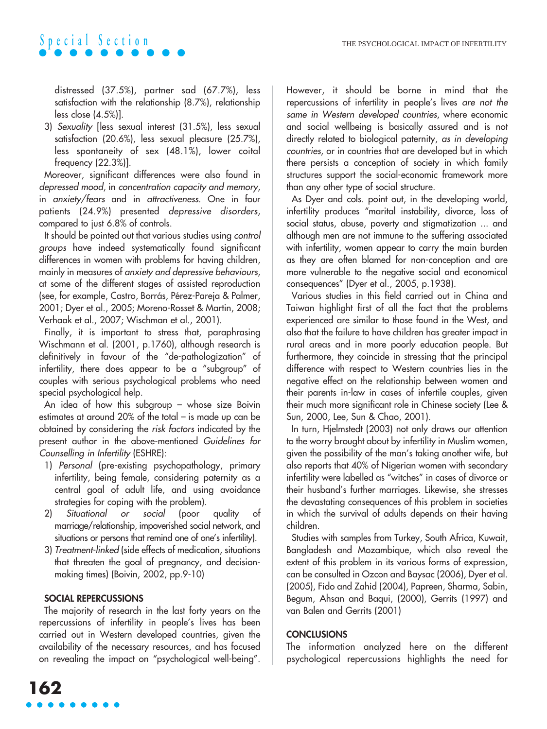distressed (37.5%), partner sad (67.7%), less satisfaction with the relationship (8.7%), relationship less close (4.5%)].

3) *Sexuality* [less sexual interest (31.5%), less sexual satisfaction (20.6%), less sexual pleasure (25.7%), less spontaneity of sex (48.1%), lower coital frequency (22.3%)].

Moreover, significant differences were also found in *depressed mood*, in *concentration capacity and memory*, in *anxiety/fears* and in *attractiveness*. One in four patients (24.9%) presented *depressive disorders*, compared to just 6.8% of controls.

It should be pointed out that various studies using *control groups* have indeed systematically found significant differences in women with problems for having children, mainly in measures of *anxiety and depressive behaviours*, at some of the different stages of assisted reproduction (see, for example, Castro, Borrás, Pérez-Pareja & Palmer, 2001; Dyer et al., 2005; Moreno-Rosset & Martin, 2008; Verhaak et al., 2007; Wischman et al., 2001).

Finally, it is important to stress that, paraphrasing Wischmann et al. (2001, p.1760), although research is definitively in favour of the "de-pathologization" of infertility, there does appear to be a "subgroup" of couples with serious psychological problems who need special psychological help.

An idea of how this subgroup – whose size Boivin estimates at around 20% of the total – is made up can be obtained by considering the *risk factors* indicated by the present author in the above-mentioned *Guidelines for Counselling in Infertility* (ESHRE):

1) *Personal* (pre-existing psychopathology, primary infertility, being female, considering paternity as a central goal of adult life, and using avoidance strategies for coping with the problem).
2) *Situational or social* (poor quality of marriage/relationship, impoverished social network, and situations or persons that remind one of one's infertility).
3) *Treatment-linked* (side effects of medication, situations that threaten the goal of pregnancy, and decision-making times) (Boivin, 2002, pp.9-10)

## SOCIAL REPERCUSSIONS

The majority of research in the last forty years on the repercussions of infertility in people's lives has been carried out in Western developed countries, given the availability of the necessary resources, and has focused on revealing the impact on "psychological well-being". However, it should be borne in mind that the repercussions of infertility in people's lives *are not the same in Western developed countries*, where economic and social wellbeing is basically assured and is not directly related to biological paternity, *as in developing countries*, or in countries that are developed but in which there persists a conception of society in which family structures support the social-economic framework more than any other type of social structure.

As Dyer and cols. point out, in the developing world, infertility produces "marital instability, divorce, loss of social status, abuse, poverty and stigmatization ... and although men are not immune to the suffering associated with infertility, women appear to carry the main burden as they are often blamed for non-conception and are more vulnerable to the negative social and economical consequences" (Dyer et al., 2005, p.1938).

Various studies in this field carried out in China and Taiwan highlight first of all the fact that the problems experienced are similar to those found in the West, and also that the failure to have children has greater impact in rural areas and in more poorly education people. But furthermore, they coincide in stressing that the principal difference with respect to Western countries lies in the negative effect on the relationship between women and their parents in-law in cases of infertile couples, given their much more significant role in Chinese society (Lee & Sun, 2000, Lee, Sun & Chao, 2001).

In turn, Hjelmstedt (2003) not only draws our attention to the worry brought about by infertility in Muslim women, given the possibility of the man's taking another wife, but also reports that 40% of Nigerian women with secondary infertility were labelled as "witches" in cases of divorce or their husband's further marriages. Likewise, she stresses the devastating consequences of this problem in societies in which the survival of adults depends on their having children.

Studies with samples from Turkey, South Africa, Kuwait, Bangladesh and Mozambique, which also reveal the extent of this problem in its various forms of expression, can be consulted in Ozcon and Baysac (2006), Dyer et al. (2005), Fido and Zahid (2004), Papreen, Sharma, Sabin, Begum, Ahsan and Baqui, (2000), Gerrits (1997) and van Balen and Gerrits (2001)

## CONCLUSIONS

The information analyzed here on the different psychological repercussions highlights the need for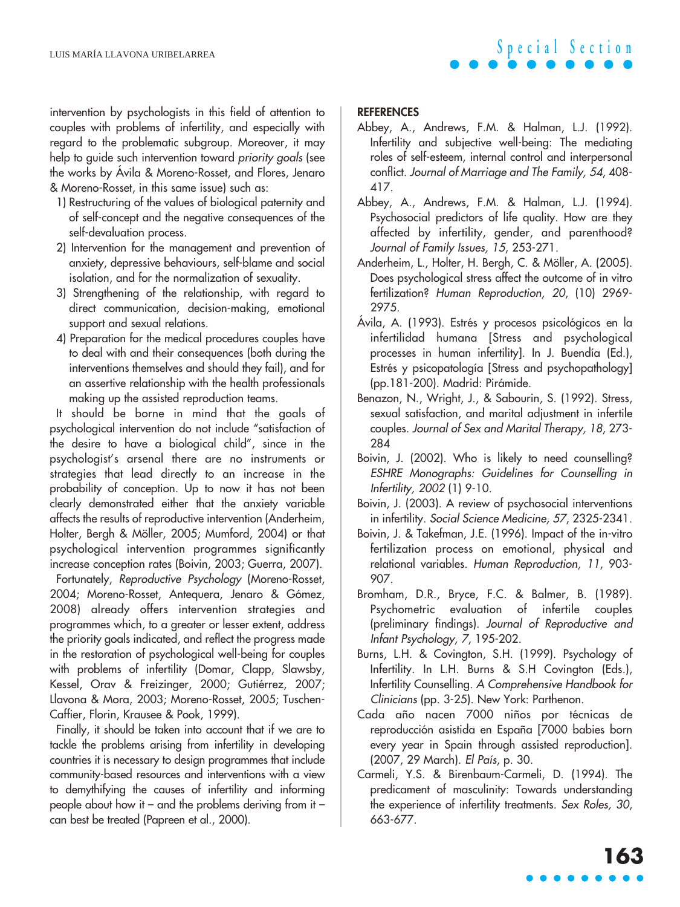intervention by psychologists in this field of attention to couples with problems of infertility, and especially with regard to the problematic subgroup. Moreover, it may help to guide such intervention toward *priority goals* (see the works by Ávila & Moreno-Rosset, and Flores, Jenaro & Moreno-Rosset, in this same issue) such as:

1) Restructuring of the values of biological paternity and of self-concept and the negative consequences of the self-devaluation process.
2) Intervention for the management and prevention of anxiety, depressive behaviours, self-blame and social isolation, and for the normalization of sexuality.
3) Strengthening of the relationship, with regard to direct communication, decision-making, emotional support and sexual relations.
4) Preparation for the medical procedures couples have to deal with and their consequences (both during the interventions themselves and should they fail), and for an assertive relationship with the health professionals making up the assisted reproduction teams.

It should be borne in mind that the goals of psychological intervention do not include "satisfaction of the desire to have a biological child", since in the psychologist's arsenal there are no instruments or strategies that lead directly to an increase in the probability of conception. Up to now it has not been clearly demonstrated either that the anxiety variable affects the results of reproductive intervention (Anderheim, Holter, Bergh & Möller, 2005; Mumford, 2004) or that psychological intervention programmes significantly increase conception rates (Boivin, 2003; Guerra, 2007).

Fortunately, *Reproductive Psychology* (Moreno-Rosset, 2004; Moreno-Rosset, Antequera, Jenaro & Gómez, 2008) already offers intervention strategies and programmes which, to a greater or lesser extent, address the priority goals indicated, and reflect the progress made in the restoration of psychological well-being for couples with problems of infertility (Domar, Clapp, Slawsby, Kessel, Orav & Freizinger, 2000; Gutiérrez, 2007; Llavona & Mora, 2003; Moreno-Rosset, 2005; Tuschen-Caffier, Florin, Krausee & Pook, 1999).

Finally, it should be taken into account that if we are to tackle the problems arising from infertility in developing countries it is necessary to design programmes that include community-based resources and interventions with a view to demythifying the causes of infertility and informing people about how it – and the problems deriving from it – can best be treated (Papreen et al., 2000).

## REFERENCES

Abbey, A., Andrews, F.M. & Halman, L.J. (1992). Infertility and subjective well-being: The mediating roles of self-esteem, internal control and interpersonal conflict. *Journal of Marriage and The Family, 54*, 408-417.

Abbey, A., Andrews, F.M. & Halman, L.J. (1994). Psychosocial predictors of life quality. How are they affected by infertility, gender, and parenthood? *Journal of Family Issues, 15*, 253-271.

Anderheim, L., Holter, H. Bergh, C. & Möller, A. (2005). Does psychological stress affect the outcome of in vitro fertilization? *Human Reproduction, 20*, (10) 2969-2975.

Ávila, A. (1993). Estrés y procesos psicológicos en la infertilidad humana [Stress and psychological processes in human infertility]. In J. Buendía (Ed.), Estrés y psicopatología [Stress and psychopathology] (pp.181-200). Madrid: Pirámide.

Benazon, N., Wright, J., & Sabourin, S. (1992). Stress, sexual satisfaction, and marital adjustment in infertile couples. *Journal of Sex and Marital Therapy, 18*, 273-284

Boivin, J. (2002). Who is likely to need counselling? *ESHRE Monographs: Guidelines for Counselling in Infertility, 2002* (1) 9-10.

Boivin, J. (2003). A review of psychosocial interventions in infertility. *Social Science Medicine, 57*, 2325-2341.

Boivin, J. & Takefman, J.E. (1996). Impact of the in-vitro fertilization process on emotional, physical and relational variables. *Human Reproduction, 11*, 903-907.

Bromham, D.R., Bryce, F.C. & Balmer, B. (1989). Psychometric evaluation of infertile couples (preliminary findings). *Journal of Reproductive and Infant Psychology, 7*, 195-202.

Burns, L.H. & Covington, S.H. (1999). Psychology of Infertility. In L.H. Burns & S.H Covington (Eds.), Infertility Counselling. *A Comprehensive Handbook for Clinicians* (pp. 3-25). New York: Parthenon.

Cada año nacen 7000 niños por técnicas de reproducción asistida en España [7000 babies born every year in Spain through assisted reproduction]. (2007, 29 March). *El País*, p. 30.

Carmeli, Y.S. & Birenbaum-Carmeli, D. (1994). The predicament of masculinity: Towards understanding the experience of infertility treatments. *Sex Roles, 30*, 663-677.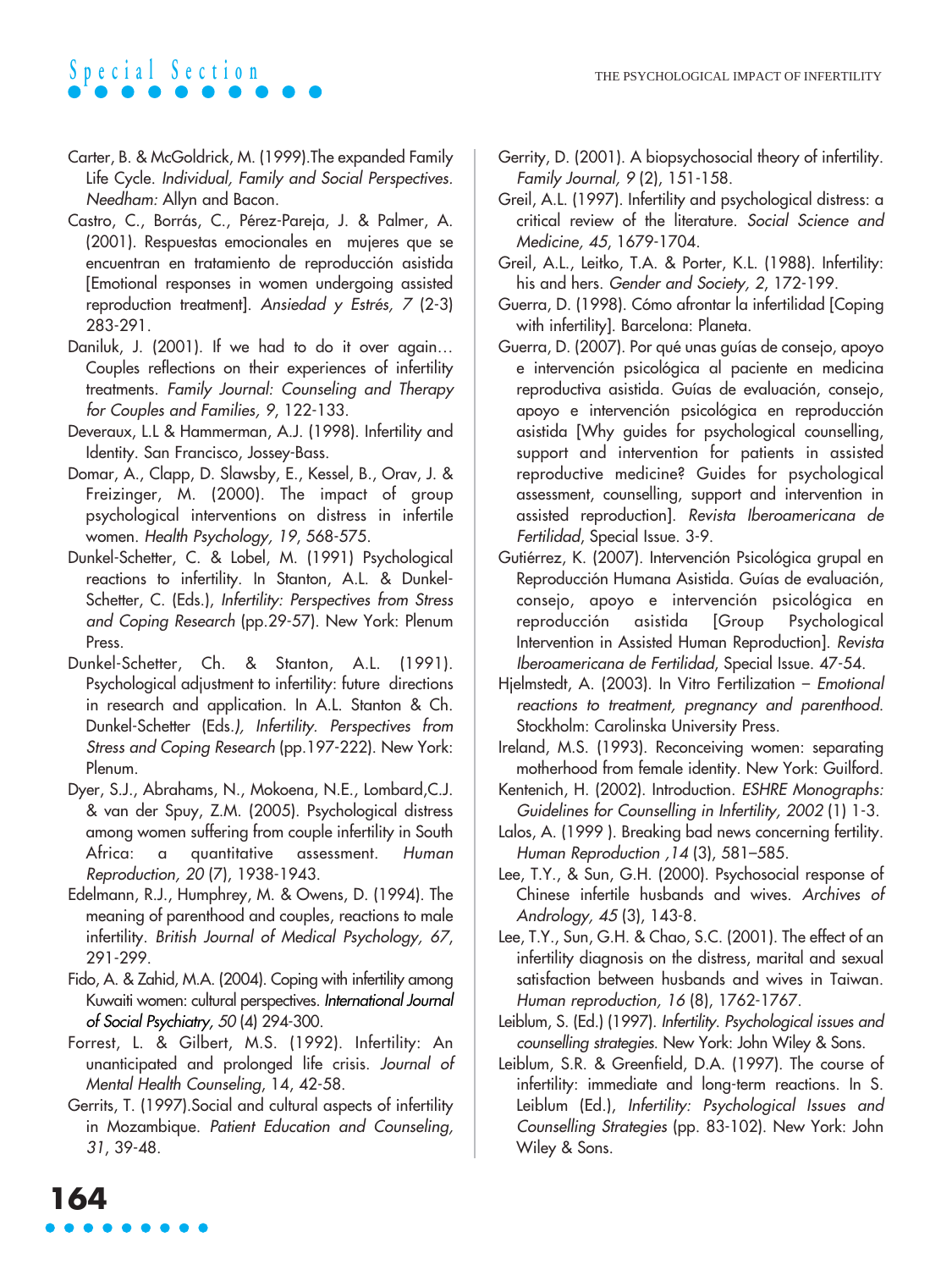Carter, B. & McGoldrick, M. (1999).The expanded Family Life Cycle. *Individual, Family and Social Perspectives. Needham:* Allyn and Bacon.

Castro, C., Borrás, C., Pérez-Pareja, J. & Palmer, A. (2001). Respuestas emocionales en mujeres que se encuentran en tratamiento de reproducción asistida [Emotional responses in women undergoing assisted reproduction treatment]. *Ansiedad y Estrés, 7* (2-3) 283-291.

Daniluk, J. (2001). If we had to do it over again… Couples reflections on their experiences of infertility treatments. *Family Journal: Counseling and Therapy for Couples and Families, 9*, 122-133.

Deveraux, L.L & Hammerman, A.J. (1998). Infertility and Identity. San Francisco, Jossey-Bass.

Domar, A., Clapp, D. Slawsby, E., Kessel, B., Orav, J. & Freizinger, M. (2000). The impact of group psychological interventions on distress in infertile women. *Health Psychology, 19*, 568-575.

Dunkel-Schetter, C. & Lobel, M. (1991) Psychological reactions to infertility. In Stanton, A.L. & Dunkel-Schetter, C. (Eds.), *Infertility: Perspectives from Stress and Coping Research* (pp.29-57). New York: Plenum Press.

Dunkel-Schetter, Ch. & Stanton, A.L. (1991). Psychological adjustment to infertility: future directions in research and application. In A.L. Stanton & Ch. Dunkel-Schetter (Eds.*), Infertility. Perspectives from Stress and Coping Research* (pp.197-222). New York: Plenum.

Dyer, S.J., Abrahams, N., Mokoena, N.E., Lombard,C.J. & van der Spuy, Z.M. (2005). Psychological distress among women suffering from couple infertility in South Africa: a quantitative assessment. *Human Reproduction, 20* (7), 1938-1943.

Edelmann, R.J., Humphrey, M. & Owens, D. (1994). The meaning of parenthood and couples, reactions to male infertility. *British Journal of Medical Psychology, 67*, 291-299.

Fido, A. & Zahid, M.A. (2004). Coping with infertility among Kuwaiti women: cultural perspectives. *International Journal of Social Psychiatry, 50* (4) 294-300.

Forrest, L. & Gilbert, M.S. (1992). Infertility: An unanticipated and prolonged life crisis. *Journal of Mental Health Counseling*, 14, 42-58.

Gerrits, T. (1997).Social and cultural aspects of infertility in Mozambique. *Patient Education and Counseling, 31*, 39-48.

Gerrity, D. (2001). A biopsychosocial theory of infertility. *Family Journal, 9* (2), 151-158.

Greil, A.L. (1997). Infertility and psychological distress: a critical review of the literature. *Social Science and Medicine, 45*, 1679-1704.

Greil, A.L., Leitko, T.A. & Porter, K.L. (1988). Infertility: his and hers. *Gender and Society, 2*, 172-199.

Guerra, D. (1998). Cómo afrontar la infertilidad [Coping with infertility]. Barcelona: Planeta.

Guerra, D. (2007). Por qué unas guías de consejo, apoyo e intervención psicológica al paciente en medicina reproductiva asistida. Guías de evaluación, consejo, apoyo e intervención psicológica en reproducción asistida [Why guides for psychological counselling, support and intervention for patients in assisted reproductive medicine? Guides for psychological assessment, counselling, support and intervention in assisted reproduction]. *Revista Iberoamericana de Fertilidad*, Special Issue. 3-9.

Gutiérrez, K. (2007). Intervención Psicológica grupal en Reproducción Humana Asistida. Guías de evaluación, consejo, apoyo e intervención psicológica en reproducción asistida [Group Psychological Intervention in Assisted Human Reproduction]. *Revista Iberoamericana de Fertilidad*, Special Issue. 47-54.

Hjelmstedt, A. (2003). In Vitro Fertilization – *Emotional reactions to treatment, pregnancy and parenthood.* Stockholm: Carolinska University Press.

Ireland, M.S. (1993). Reconceiving women: separating motherhood from female identity. New York: Guilford.

Kentenich, H. (2002). Introduction. *ESHRE Monographs: Guidelines for Counselling in Infertility, 2002* (1) 1-3.

Lalos, A. (1999 ). Breaking bad news concerning fertility. *Human Reproduction ,14* (3), 581–585.

Lee, T.Y., & Sun, G.H. (2000). Psychosocial response of Chinese infertile husbands and wives. *Archives of Andrology, 45* (3), 143-8.

Lee, T.Y., Sun, G.H. & Chao, S.C. (2001). The effect of an infertility diagnosis on the distress, marital and sexual satisfaction between husbands and wives in Taiwan. *Human reproduction, 16* (8), 1762-1767.

Leiblum, S. (Ed.) (1997). *Infertility. Psychological issues and counselling strategies.* New York: John Wiley & Sons.

Leiblum, S.R. & Greenfield, D.A. (1997). The course of infertility: immediate and long-term reactions. In S. Leiblum (Ed.), *Infertility: Psychological Issues and Counselling Strategies* (pp. 83-102). New York: John Wiley & Sons.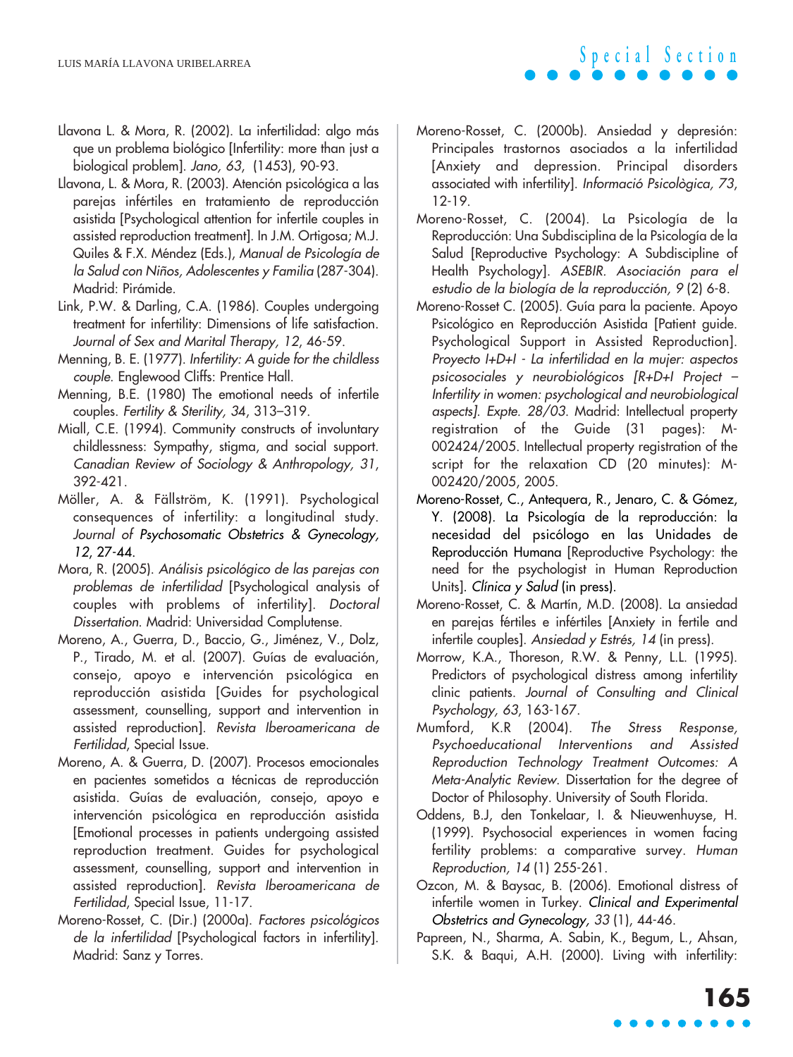Llavona L. & Mora, R. (2002). La infertilidad: algo más que un problema biológico [Infertility: more than just a biological problem]. *Jano, 63*, (1453), 90-93.

Llavona, L. & Mora, R. (2003). Atención psicológica a las parejas infértiles en tratamiento de reproducción asistida [Psychological attention for infertile couples in assisted reproduction treatment]. In J.M. Ortigosa; M.J. Quiles & F.X. Méndez (Eds.), *Manual de Psicología de la Salud con Niños, Adolescentes y Familia* (287-304). Madrid: Pirámide.

Link, P.W. & Darling, C.A. (1986). Couples undergoing treatment for infertility: Dimensions of life satisfaction. *Journal of Sex and Marital Therapy, 12*, 46-59.

Menning, B. E. (1977). *Infertility: A guide for the childless couple*. Englewood Cliffs: Prentice Hall.

Menning, B.E. (1980) The emotional needs of infertile couples. *Fertility & Sterility, 34*, 313–319.

Miall, C.E. (1994). Community constructs of involuntary childlessness: Sympathy, stigma, and social support. *Canadian Review of Sociology & Anthropology, 31*, 392-421.

Möller, A. & Fällström, K. (1991). Psychological consequences of infertility: a longitudinal study. *Journal of Psychosomatic Obstetrics & Gynecology, 12*, 27-44.

Mora, R. (2005). *Análisis psicológico de las parejas con problemas de infertilidad* [Psychological analysis of couples with problems of infertility]. *Doctoral Dissertation*. Madrid: Universidad Complutense.

Moreno, A., Guerra, D., Baccio, G., Jiménez, V., Dolz, P., Tirado, M. et al. (2007). Guías de evaluación, consejo, apoyo e intervención psicológica en reproducción asistida [Guides for psychological assessment, counselling, support and intervention in assisted reproduction]. *Revista Iberoamericana de Fertilidad*, Special Issue.

Moreno, A. & Guerra, D. (2007). Procesos emocionales en pacientes sometidos a técnicas de reproducción asistida. Guías de evaluación, consejo, apoyo e intervención psicológica en reproducción asistida [Emotional processes in patients undergoing assisted reproduction treatment. Guides for psychological assessment, counselling, support and intervention in assisted reproduction]. *Revista Iberoamericana de Fertilidad*, Special Issue, 11-17.

Moreno-Rosset, C. (Dir.) (2000a). *Factores psicológicos de la infertilidad* [Psychological factors in infertility]. Madrid: Sanz y Torres.

Moreno-Rosset, C. (2000b). Ansiedad y depresión: Principales trastornos asociados a la infertilidad [Anxiety and depression. Principal disorders associated with infertility]. *Informació Psicològica, 73*, 12-19.

Moreno-Rosset, C. (2004). La Psicología de la Reproducción: Una Subdisciplina de la Psicología de la Salud [Reproductive Psychology: A Subdiscipline of Health Psychology]. *ASEBIR. Asociación para el estudio de la biología de la reproducción, 9* (2) 6-8.

Moreno-Rosset C. (2005). Guía para la paciente. Apoyo Psicológico en Reproducción Asistida [Patient guide. Psychological Support in Assisted Reproduction]. *Proyecto I+D+I - La infertilidad en la mujer: aspectos psicosociales y neurobiológicos [R+D+I Project – Infertility in women: psychological and neurobiological aspects]. Expte. 28/03.* Madrid: Intellectual property registration of the Guide (31 pages): M-002424/2005. Intellectual property registration of the script for the relaxation CD (20 minutes): M-002420/2005, 2005.

Moreno-Rosset, C., Antequera, R., Jenaro, C. & Gómez, Y. (2008). La Psicología de la reproducción: la necesidad del psicólogo en las Unidades de Reproducción Humana [Reproductive Psychology: the need for the psychologist in Human Reproduction Units]. *Clínica y Salud* (in press).

Moreno-Rosset, C. & Martín, M.D. (2008). La ansiedad en parejas fértiles e infértiles [Anxiety in fertile and infertile couples]. *Ansiedad y Estrés, 14* (in press).

Morrow, K.A., Thoreson, R.W. & Penny, L.L. (1995). Predictors of psychological distress among infertility clinic patients. *Journal of Consulting and Clinical Psychology, 63*, 163-167.

Mumford, K.R (2004). *The Stress Response, Psychoeducational Interventions and Assisted Reproduction Technology Treatment Outcomes: A Meta-Analytic Review*. Dissertation for the degree of Doctor of Philosophy. University of South Florida.

Oddens, B.J, den Tonkelaar, I. & Nieuwenhuyse, H. (1999). Psychosocial experiences in women facing fertility problems: a comparative survey. *Human Reproduction, 14* (1) 255-261.

Ozcon, M. & Baysac, B. (2006). Emotional distress of infertile women in Turkey. *Clinical and Experimental Obstetrics and Gynecology, 33* (1), 44-46.

Papreen, N., Sharma, A. Sabin, K., Begum, L., Ahsan, S.K. & Baqui, A.H. (2000). Living with infertility: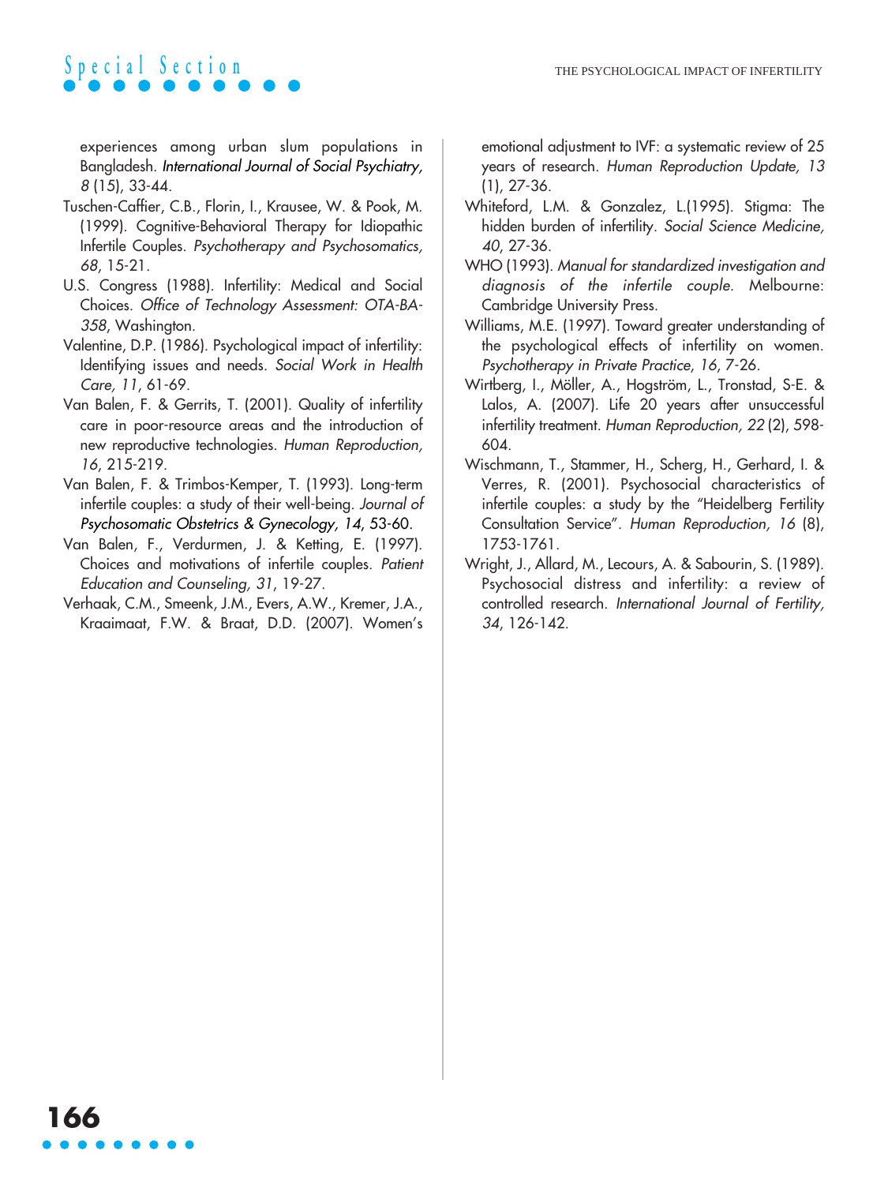experiences among urban slum populations in Bangladesh. *International Journal of Social Psychiatry, 8* (15), 33-44.

Tuschen-Caffier, C.B., Florin, I., Krausee, W. & Pook, M. (1999). Cognitive-Behavioral Therapy for Idiopathic Infertile Couples. *Psychotherapy and Psychosomatics, 68*, 15-21.

U.S. Congress (1988). Infertility: Medical and Social Choices. *Office of Technology Assessment: OTA-BA-358*, Washington.

Valentine, D.P. (1986). Psychological impact of infertility: Identifying issues and needs. *Social Work in Health Care, 11*, 61-69.

Van Balen, F. & Gerrits, T. (2001). Quality of infertility care in poor-resource areas and the introduction of new reproductive technologies. *Human Reproduction, 16*, 215-219.

Van Balen, F. & Trimbos-Kemper, T. (1993). Long-term infertile couples: a study of their well-being. *Journal of Psychosomatic Obstetrics & Gynecology, 14*, 53-60.

Van Balen, F., Verdurmen, J. & Ketting, E. (1997). Choices and motivations of infertile couples. *Patient Education and Counseling, 31*, 19-27.

Verhaak, C.M., Smeenk, J.M., Evers, A.W., Kremer, J.A., Kraaimaat, F.W. & Braat, D.D. (2007). Women's emotional adjustment to IVF: a systematic review of 25 years of research. *Human Reproduction Update, 13* (1), 27-36.

Whiteford, L.M. & Gonzalez, L.(1995). Stigma: The hidden burden of infertility. *Social Science Medicine, 40*, 27-36.

WHO (1993). *Manual for standardized investigation and diagnosis of the infertile couple*. Melbourne: Cambridge University Press.

Williams, M.E. (1997). Toward greater understanding of the psychological effects of infertility on women. *Psychotherapy in Private Practice, 16*, 7-26.

Wirtberg, I., Möller, A., Hogström, L., Tronstad, S-E. & Lalos, A. (2007). Life 20 years after unsuccessful infertility treatment. *Human Reproduction, 22* (2), 598-604.

Wischmann, T., Stammer, H., Scherg, H., Gerhard, I. & Verres, R. (2001). Psychosocial characteristics of infertile couples: a study by the "Heidelberg Fertility Consultation Service". *Human Reproduction, 16* (8), 1753-1761.

Wright, J., Allard, M., Lecours, A. & Sabourin, S. (1989). Psychosocial distress and infertility: a review of controlled research. *International Journal of Fertility, 34*, 126-142.